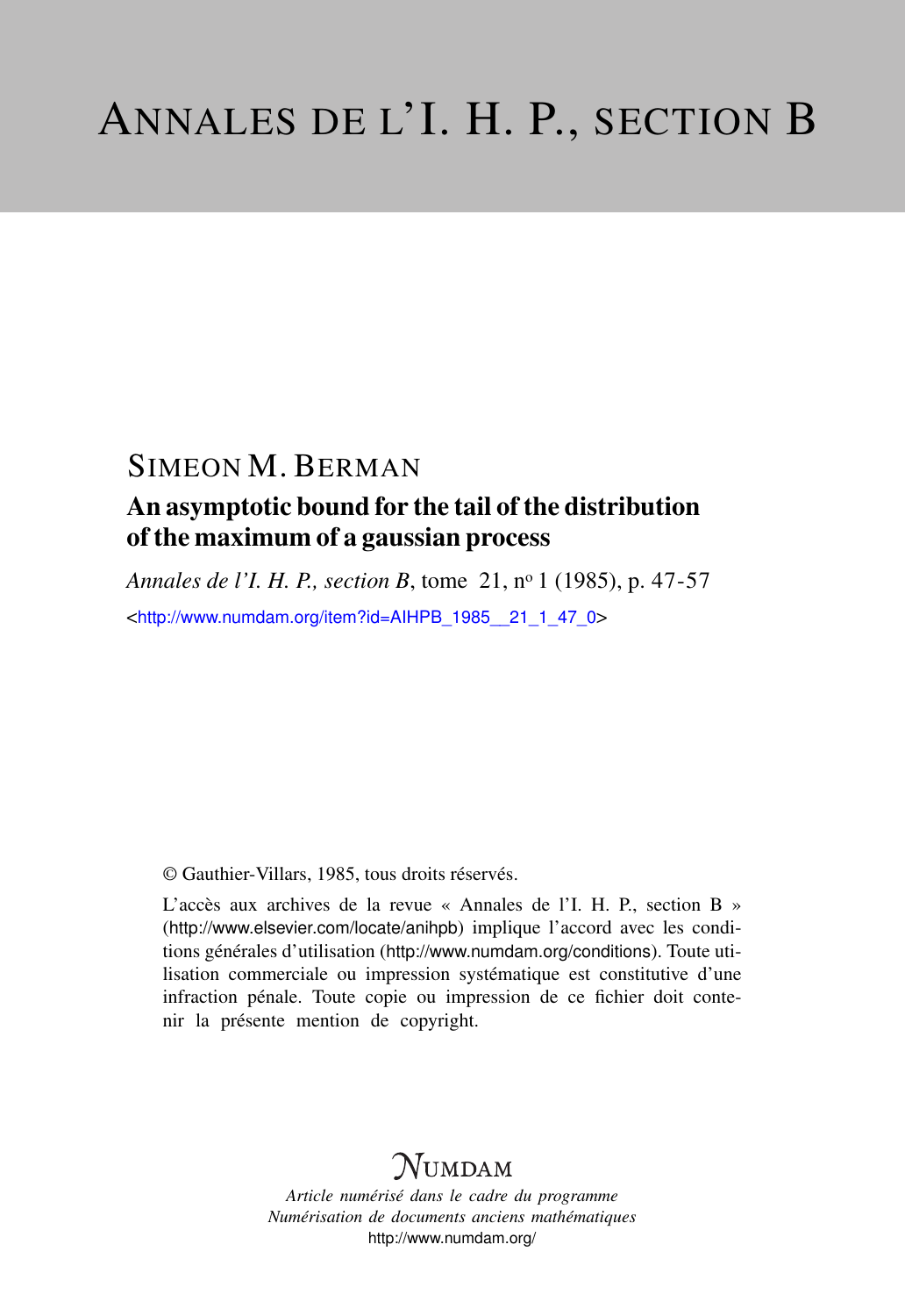# ANNALES DE L'I. H. P., SECTION B

## SIMEON M. BERMAN

### An asymptotic bound for the tail of the distribution of the maximum of a gaussian process

*Annales de l'I. H. P., section B*, tome 21, nº 1 (1985), p. 47-57

<http://www.numdam.org/item?id=AIHPB_1985__21_1_47_0>

© Gauthier-Villars, 1985, tous droits réservés.

L'accès aux archives de la revue « Annales de l'I. H. P., section B » (http://www.elsevier.com/locate/anihpb) implique l'accord avec les conditions générales d'utilisation (http://www.numdam.org/conditions). Toute utilisation commerciale ou impression systématique est constitutive d'une infraction pénale. Toute copie ou impression de ce fichier doit contenir la présente mention de copyright.

NUMDAM

*Article numérisé dans le cadre du programme*
*Numérisation de documents anciens mathématiques*
http://www.numdam.org/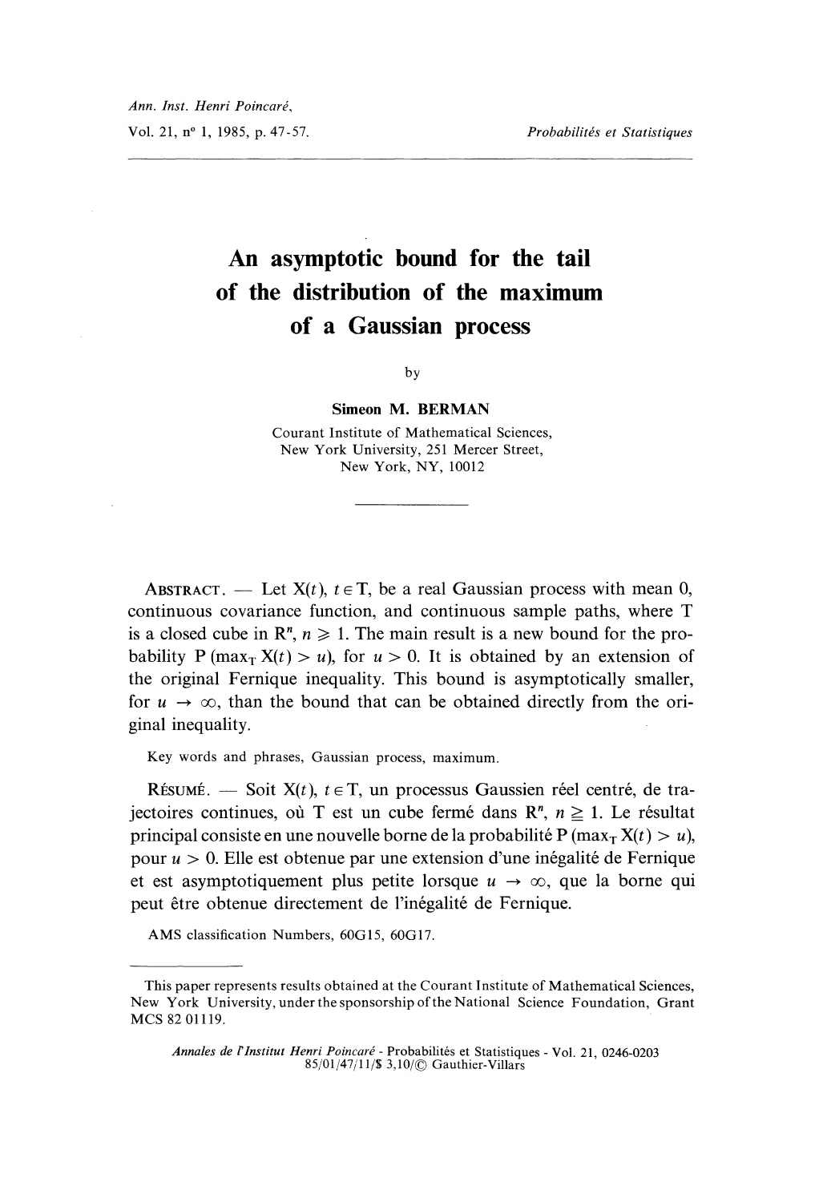# An asymptotic bound for the tail of the distribution of the maximum of a Gaussian process

by

**Simeon M. BERMAN**

Courant Institute of Mathematical Sciences,
New York University, 251 Mercer Street,
New York, NY, 10012

---

ABSTRACT. — Let $X(t)$, $t \in T$, be a real Gaussian process with mean 0, continuous covariance function, and continuous sample paths, where T is a closed cube in $R^n$, $n \geqslant 1$. The main result is a new bound for the probability $P(\max_T X(t) > u)$, for $u > 0$. It is obtained by an extension of the original Fernique inequality. This bound is asymptotically smaller, for $u \to \infty$, than the bound that can be obtained directly from the original inequality.

Key words and phrases, Gaussian process, maximum.

RÉSUMÉ. — Soit $X(t)$, $t \in T$, un processus Gaussien réel centré, de trajectoires continues, où T est un cube fermé dans $R^n$, $n \geqq 1$. Le résultat principal consiste en une nouvelle borne de la probabilité $P(\max_T X(t) > u)$, pour $u > 0$. Elle est obtenue par une extension d'une inégalité de Fernique et est asymptotiquement plus petite lorsque $u \to \infty$, que la borne qui peut être obtenue directement de l'inégalité de Fernique.

AMS classification Numbers, 60G15, 60G17.

---

This paper represents results obtained at the Courant Institute of Mathematical Sciences, New York University, under the sponsorship of the National Science Foundation, Grant MCS 82 01119.

*Annales de l'Institut Henri Poincaré* - Probabilités et Statistiques - Vol. 21, 0246-0203
85/01/47/11/$ 3,10/© Gauthier-Villars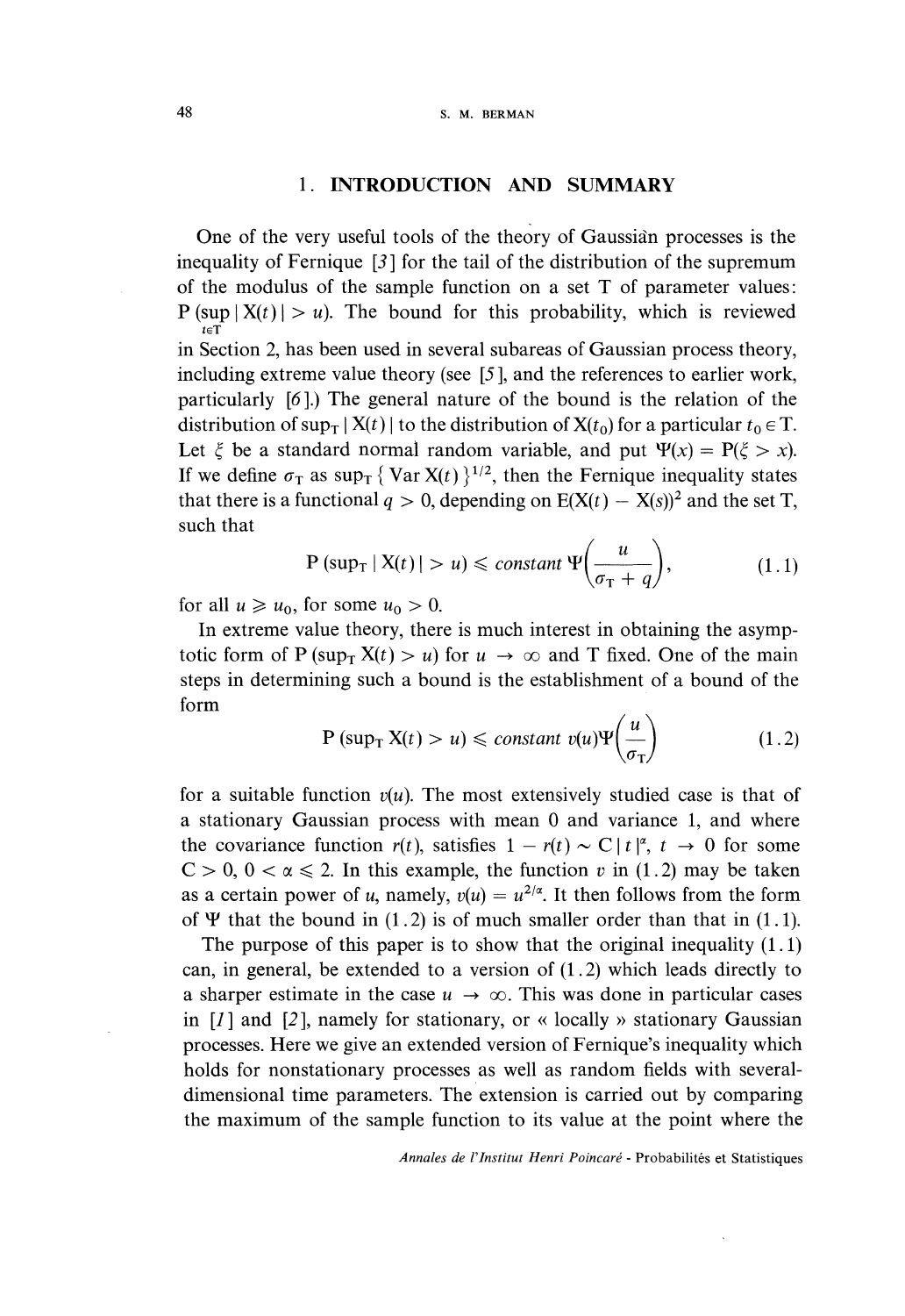## 1. INTRODUCTION AND SUMMARY

One of the very useful tools of the theory of Gaussian processes is the inequality of Fernique [3] for the tail of the distribution of the supremum of the modulus of the sample function on a set T of parameter values: $P(\sup_{t \in T} |X(t)| > u)$. The bound for this probability, which is reviewed in Section 2, has been used in several subareas of Gaussian process theory, including extreme value theory (see [5], and the references to earlier work, particularly [6].) The general nature of the bound is the relation of the distribution of $\sup_T |X(t)|$ to the distribution of $X(t_0)$ for a particular $t_0 \in T$. Let $\xi$ be a standard normal random variable, and put $\Psi(x) = P(\xi > x)$. If we define $\sigma_T$ as $\sup_T \{\operatorname{Var} X(t)\}^{1/2}$, then the Fernique inequality states that there is a functional $q > 0$, depending on $E(X(t) - X(s))^2$ and the set T, such that

$$P(\sup_T |X(t)| > u) \leqslant \textit{constant}\ \Psi\left(\frac{u}{\sigma_T + q}\right), \tag{1.1}$$

for all $u \geqslant u_0$, for some $u_0 > 0$.

In extreme value theory, there is much interest in obtaining the asymptotic form of $P(\sup_T X(t) > u)$ for $u \to \infty$ and T fixed. One of the main steps in determining such a bound is the establishment of a bound of the form

$$P(\sup_T X(t) > u) \leqslant \textit{constant}\ v(u)\Psi\left(\frac{u}{\sigma_T}\right) \tag{1.2}$$

for a suitable function $v(u)$. The most extensively studied case is that of a stationary Gaussian process with mean 0 and variance 1, and where the covariance function $r(t)$, satisfies $1 - r(t) \sim C|t|^\alpha$, $t \to 0$ for some $C > 0$, $0 < \alpha \leqslant 2$. In this example, the function $v$ in (1.2) may be taken as a certain power of $u$, namely, $v(u) = u^{2/\alpha}$. It then follows from the form of $\Psi$ that the bound in (1.2) is of much smaller order than that in (1.1).

The purpose of this paper is to show that the original inequality (1.1) can, in general, be extended to a version of (1.2) which leads directly to a sharper estimate in the case $u \to \infty$. This was done in particular cases in [1] and [2], namely for stationary, or « locally » stationary Gaussian processes. Here we give an extended version of Fernique's inequality which holds for nonstationary processes as well as random fields with several-dimensional time parameters. The extension is carried out by comparing the maximum of the sample function to its value at the point where the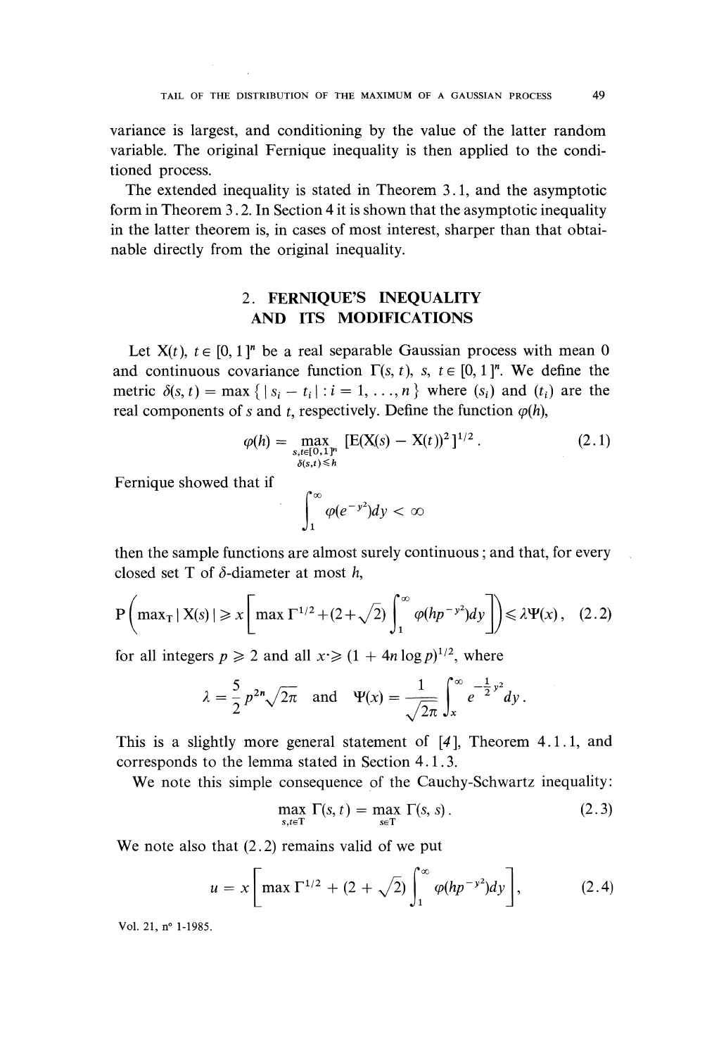variance is largest, and conditioning by the value of the latter random variable. The original Fernique inequality is then applied to the conditioned process.

The extended inequality is stated in Theorem 3.1, and the asymptotic form in Theorem 3.2. In Section 4 it is shown that the asymptotic inequality in the latter theorem is, in cases of most interest, sharper than that obtainable directly from the original inequality.

## 2. FERNIQUE'S INEQUALITY AND ITS MODIFICATIONS

Let $X(t)$, $t \in [0, 1]^n$ be a real separable Gaussian process with mean 0 and continuous covariance function $\Gamma(s, t)$, $s, t \in [0, 1]^n$. We define the metric $\delta(s, t) = \max \{ | s_i - t_i | : i = 1, \ldots, n \}$ where $(s_i)$ and $(t_i)$ are the real components of $s$ and $t$, respectively. Define the function $\varphi(h)$,

$$\varphi(h) = \max_{\substack{s,t \in [0,1]^n \\ \delta(s,t) \leq h}} [E(X(s) - X(t))^2]^{1/2}. \tag{2.1}$$

Fernique showed that if

$$\int_1^\infty \varphi(e^{-y^2}) dy < \infty$$

then the sample functions are almost surely continuous; and that, for every closed set T of $\delta$-diameter at most $h$,

$$P\left( \max_T | X(s) | \geq x \left[ \max \Gamma^{1/2} + (2 + \sqrt{2}) \int_1^\infty \varphi(hp^{-y^2}) dy \right] \right) \leq \lambda \Psi(x), \tag{2.2}$$

for all integers $p \geq 2$ and all $x \geq (1 + 4n \log p)^{1/2}$, where

$$\lambda = \frac{5}{2} p^{2n} \sqrt{2\pi} \quad \text{and} \quad \Psi(x) = \frac{1}{\sqrt{2\pi}} \int_x^\infty e^{-\frac{1}{2}y^2} dy.$$

This is a slightly more general statement of [4], Theorem 4.1.1, and corresponds to the lemma stated in Section 4.1.3.

We note this simple consequence of the Cauchy-Schwartz inequality:

$$\max_{s,t \in T} \Gamma(s, t) = \max_{s \in T} \Gamma(s, s). \tag{2.3}$$

We note also that (2.2) remains valid of we put

$$u = x \left[ \max \Gamma^{1/2} + (2 + \sqrt{2}) \int_1^\infty \varphi(hp^{-y^2}) dy \right], \tag{2.4}$$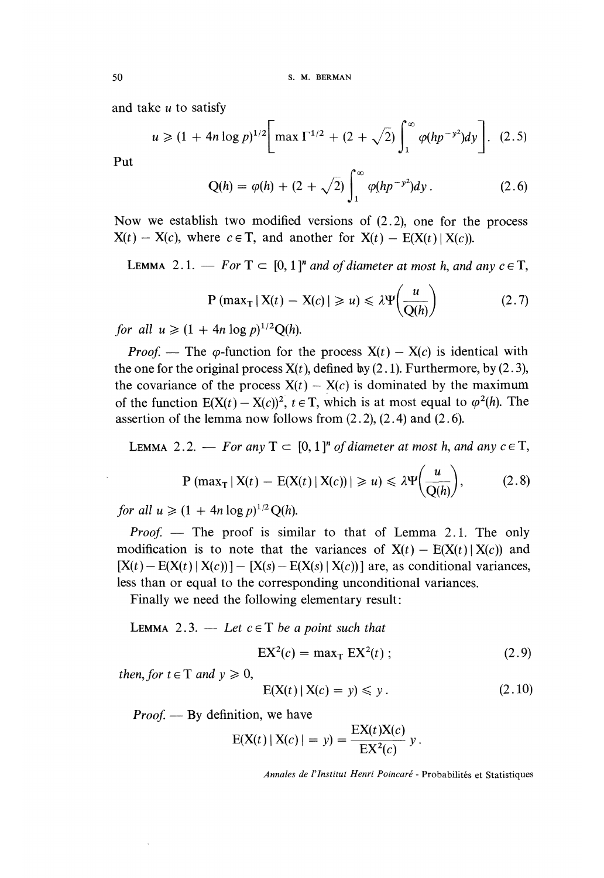and take $u$ to satisfy

$$u \geqslant (1 + 4n \log p)^{1/2}\left[\max \Gamma^{1/2} + (2 + \sqrt{2}) \int_1^\infty \varphi(hp^{-y^2})dy\right]. \quad (2.5)$$

Put

$$Q(h) = \varphi(h) + (2 + \sqrt{2}) \int_1^\infty \varphi(hp^{-y^2})dy. \quad (2.6)$$

Now we establish two modified versions of (2.2), one for the process $X(t) - X(c)$, where $c \in T$, and another for $X(t) - E(X(t) \mid X(c))$.

LEMMA 2.1. — *For* $T \subset [0, 1]^n$ *and of diameter at most* $h$, *and any* $c \in T$,

$$P(\max_T |X(t) - X(c)| \geqslant u) \leqslant \lambda \Psi\left(\frac{u}{Q(h)}\right) \quad (2.7)$$

*for all* $u \geqslant (1 + 4n \log p)^{1/2} Q(h)$.

*Proof.* — The $\varphi$-function for the process $X(t) - X(c)$ is identical with the one for the original process $X(t)$, defined by (2.1). Furthermore, by (2.3), the covariance of the process $X(t) - X(c)$ is dominated by the maximum of the function $E(X(t) - X(c))^2$, $t \in T$, which is at most equal to $\varphi^2(h)$. The assertion of the lemma now follows from (2.2), (2.4) and (2.6).

LEMMA 2.2. — *For any* $T \subset [0, 1]^n$ *of diameter at most* $h$, *and any* $c \in T$,

$$P(\max_T |X(t) - E(X(t) \mid X(c))| \geqslant u) \leqslant \lambda \Psi\left(\frac{u}{Q(h)}\right), \quad (2.8)$$

*for all* $u \geqslant (1 + 4n \log p)^{1/2} Q(h)$.

*Proof.* — The proof is similar to that of Lemma 2.1. The only modification is to note that the variances of $X(t) - E(X(t) \mid X(c))$ and $[X(t) - E(X(t) \mid X(c))] - [X(s) - E(X(s) \mid X(c))]$ are, as conditional variances, less than or equal to the corresponding unconditional variances.

Finally we need the following elementary result:

LEMMA 2.3. — *Let* $c \in T$ *be a point such that*

$$EX^2(c) = \max_T EX^2(t)\,; \quad (2.9)$$

*then, for* $t \in T$ *and* $y \geqslant 0$,

$$E(X(t) \mid X(c) = y) \leqslant y. \quad (2.10)$$

*Proof.* — By definition, we have

$$E(X(t) \mid X(c) \mid = y) = \frac{EX(t)X(c)}{EX^2(c)}\, y.$$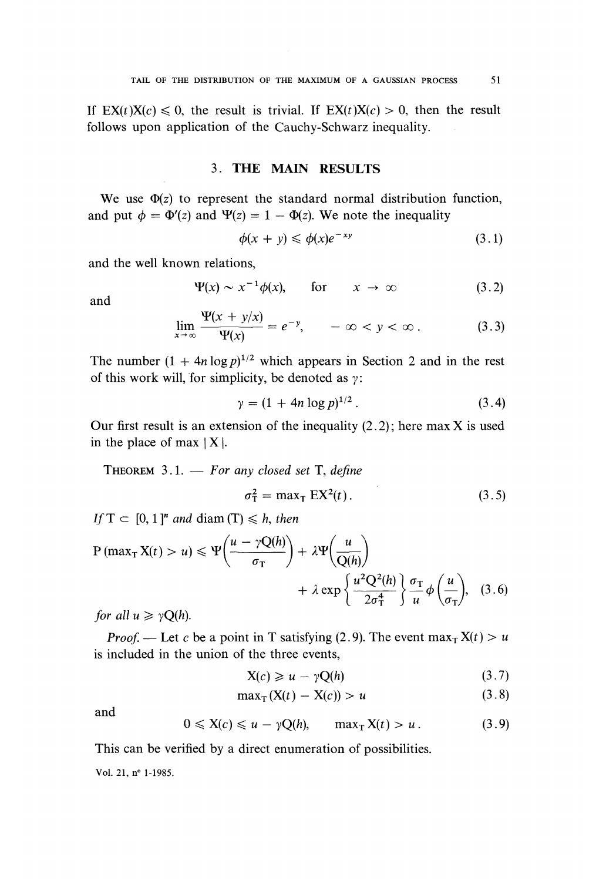If $EX(t)X(c) \leqslant 0$, the result is trivial. If $EX(t)X(c) > 0$, then the result follows upon application of the Cauchy-Schwarz inequality.

## 3. THE MAIN RESULTS

We use $\Phi(z)$ to represent the standard normal distribution function, and put $\phi = \Phi'(z)$ and $\Psi(z) = 1 - \Phi(z)$. We note the inequality

$$\phi(x + y) \leqslant \phi(x)e^{-xy} \tag{3.1}$$

and the well known relations,

$$\Psi(x) \sim x^{-1}\phi(x), \quad \text{for} \quad x \to \infty \tag{3.2}$$

and

$$\lim_{x \to \infty} \frac{\Psi(x + y/x)}{\Psi(x)} = e^{-y}, \quad -\infty < y < \infty. \tag{3.3}$$

The number $(1 + 4n \log p)^{1/2}$ which appears in Section 2 and in the rest of this work will, for simplicity, be denoted as $\gamma$:

$$\gamma = (1 + 4n \log p)^{1/2}. \tag{3.4}$$

Our first result is an extension of the inequality (2.2); here max X is used in the place of max | X |.

THEOREM 3.1. — *For any closed set* T, *define*

$$\sigma_T^2 = \max_T EX^2(t). \tag{3.5}$$

*If* $T \subset [0, 1]^n$ *and* $\operatorname{diam}(T) \leqslant h$, *then*

$$P(\max_T X(t) > u) \leqslant \Psi\left(\frac{u - \gamma Q(h)}{\sigma_T}\right) + \lambda \Psi\left(\frac{u}{Q(h)}\right) + \lambda \exp\left\{\frac{u^2 Q^2(h)}{2\sigma_T^4}\right\} \frac{\sigma_T}{u} \phi\left(\frac{u}{\sigma_T}\right), \tag{3.6}$$

*for all* $u \geqslant \gamma Q(h)$.

*Proof.* — Let $c$ be a point in T satisfying (2.9). The event $\max_T X(t) > u$ is included in the union of the three events,

$$X(c) \geqslant u - \gamma Q(h) \tag{3.7}$$

$$\max_T (X(t) - X(c)) > u \tag{3.8}$$

and

$$0 \leqslant X(c) \leqslant u - \gamma Q(h), \quad \max_T X(t) > u. \tag{3.9}$$

This can be verified by a direct enumeration of possibilities.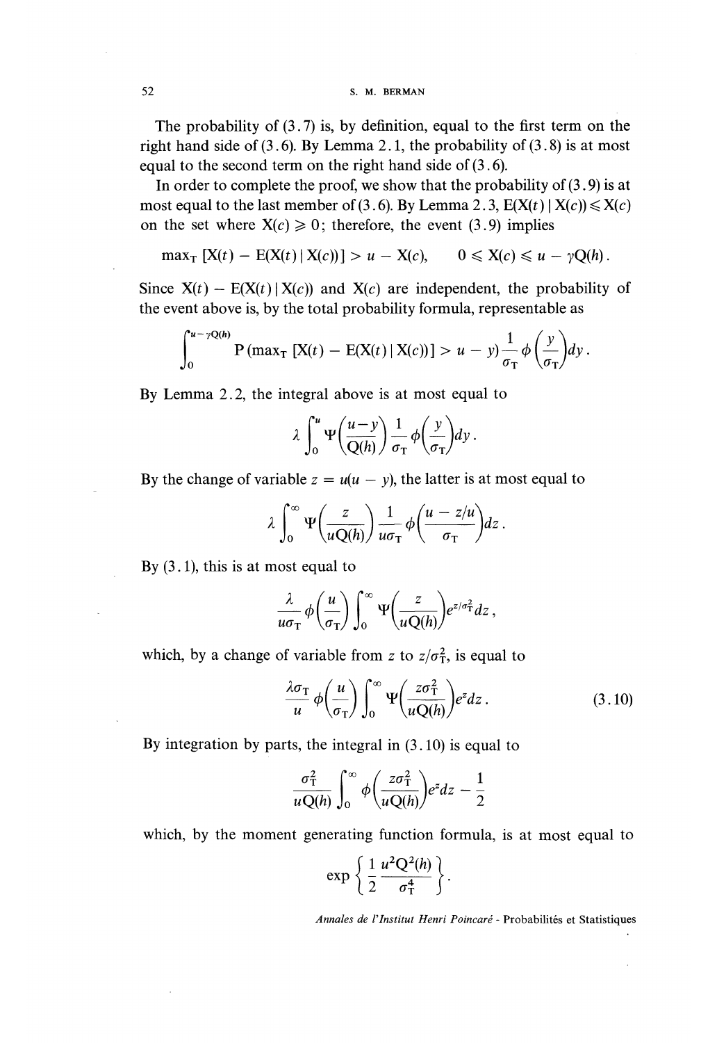The probability of (3.7) is, by definition, equal to the first term on the right hand side of (3.6). By Lemma 2.1, the probability of (3.8) is at most equal to the second term on the right hand side of (3.6).

In order to complete the proof, we show that the probability of (3.9) is at most equal to the last member of (3.6). By Lemma 2.3, $E(X(t) \mid X(c)) \leqslant X(c)$ on the set where $X(c) \geqslant 0$; therefore, the event (3.9) implies

$$\max_T [X(t) - E(X(t) \mid X(c))] > u - X(c), \qquad 0 \leqslant X(c) \leqslant u - \gamma Q(h).$$

Since $X(t) - E(X(t) \mid X(c))$ and $X(c)$ are independent, the probability of the event above is, by the total probability formula, representable as

$$\int_0^{u-\gamma Q(h)} P(\max_T [X(t) - E(X(t) \mid X(c))] > u - y) \frac{1}{\sigma_T} \phi\left(\frac{y}{\sigma_T}\right) dy.$$

By Lemma 2.2, the integral above is at most equal to

$$\lambda \int_0^u \Psi\left(\frac{u-y}{Q(h)}\right) \frac{1}{\sigma_T} \phi\left(\frac{y}{\sigma_T}\right) dy.$$

By the change of variable $z = u(u - y)$, the latter is at most equal to

$$\lambda \int_0^\infty \Psi\left(\frac{z}{uQ(h)}\right) \frac{1}{u\sigma_T} \phi\left(\frac{u - z/u}{\sigma_T}\right) dz.$$

By (3.1), this is at most equal to

$$\frac{\lambda}{u\sigma_T} \phi\left(\frac{u}{\sigma_T}\right) \int_0^\infty \Psi\left(\frac{z}{uQ(h)}\right) e^{z/\sigma_T^2} dz,$$

which, by a change of variable from $z$ to $z/\sigma_T^2$, is equal to

$$\frac{\lambda\sigma_T}{u} \phi\left(\frac{u}{\sigma_T}\right) \int_0^\infty \Psi\left(\frac{z\sigma_T^2}{uQ(h)}\right) e^z dz. \tag{3.10}$$

By integration by parts, the integral in (3.10) is equal to

$$\frac{\sigma_T^2}{uQ(h)} \int_0^\infty \phi\left(\frac{z\sigma_T^2}{uQ(h)}\right) e^z dz - \frac{1}{2}$$

which, by the moment generating function formula, is at most equal to

$$\exp\left\{\frac{1}{2} \frac{u^2 Q^2(h)}{\sigma_T^4}\right\}.$$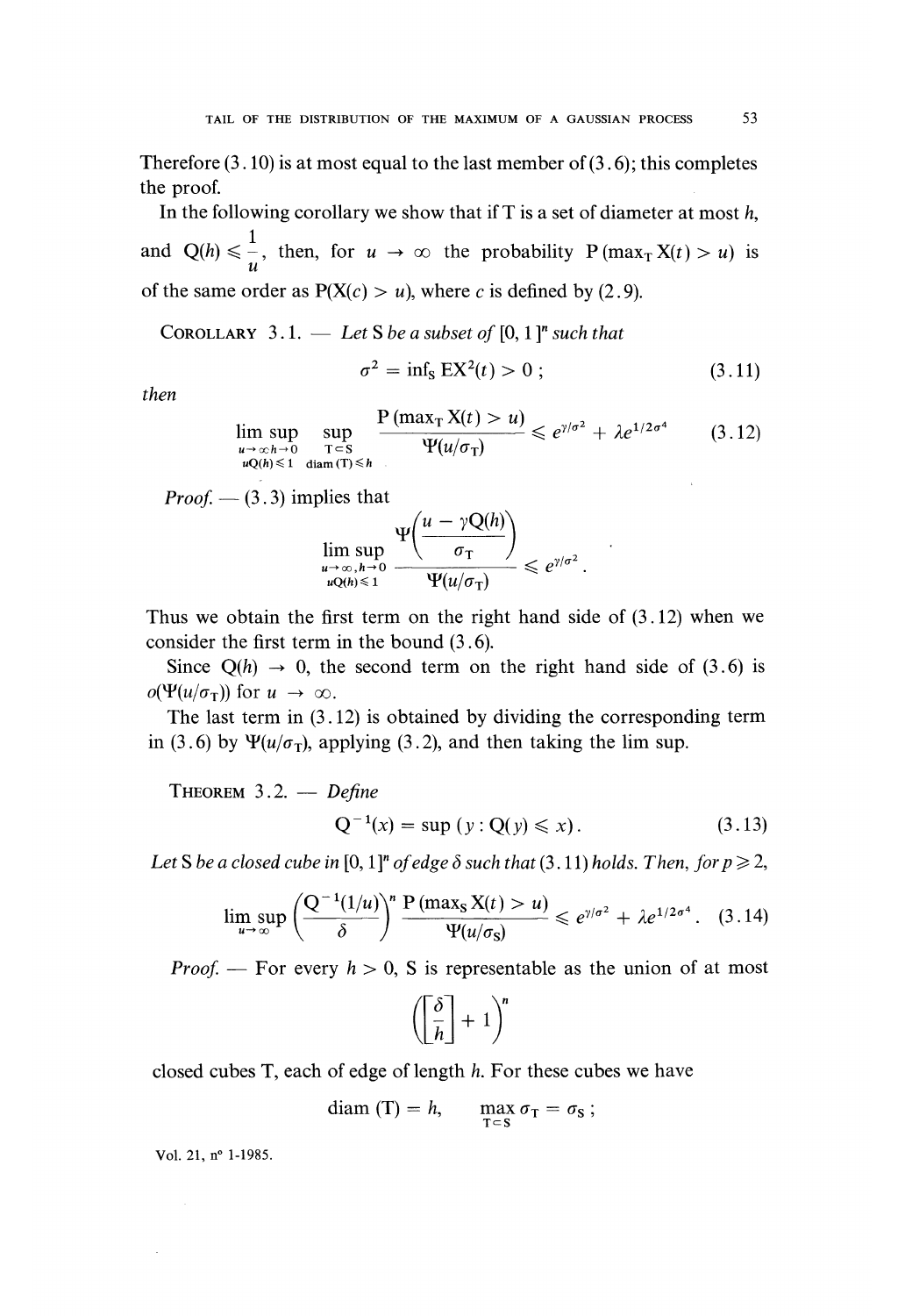Therefore (3.10) is at most equal to the last member of (3.6); this completes the proof.

In the following corollary we show that if T is a set of diameter at most $h$, and $Q(h) \leqslant \frac{1}{u}$, then, for $u \to \infty$ the probability $P(\max_T X(t) > u)$ is of the same order as $P(X(c) > u)$, where $c$ is defined by (2.9).

COROLLARY 3.1. — *Let S be a subset of* $[0, 1]^n$ *such that*

$$\sigma^2 = \inf_S EX^2(t) > 0 \; ; \tag{3.11}$$

*then*

$$\limsup_{\substack{u \to \infty\, h \to 0 \\ uQ(h) \leqslant 1}} \sup_{\substack{T \subset S \\ \operatorname{diam}(T) \leqslant h}} \frac{P(\max_T X(t) > u)}{\Psi(u/\sigma_T)} \leqslant e^{\gamma/\sigma^2} + \lambda e^{1/2\sigma^4} \tag{3.12}$$

*Proof.* — (3.3) implies that

$$\limsup_{\substack{u \to \infty, h \to 0 \\ uQ(h) \leqslant 1}} \frac{\Psi\left(\dfrac{u - \gamma Q(h)}{\sigma_T}\right)}{\Psi(u/\sigma_T)} \leqslant e^{\gamma/\sigma^2}.$$

Thus we obtain the first term on the right hand side of (3.12) when we consider the first term in the bound (3.6).

Since $Q(h) \to 0$, the second term on the right hand side of (3.6) is $o(\Psi(u/\sigma_T))$ for $u \to \infty$.

The last term in (3.12) is obtained by dividing the corresponding term in (3.6) by $\Psi(u/\sigma_T)$, applying (3.2), and then taking the lim sup.

THEOREM 3.2. — *Define*

$$Q^{-1}(x) = \sup(y : Q(y) \leqslant x). \tag{3.13}$$

*Let S be a closed cube in* $[0, 1]^n$ *of edge* $\delta$ *such that* (3.11) *holds. Then, for* $p \geqslant 2$,

$$\limsup_{u \to \infty} \left(\frac{Q^{-1}(1/u)}{\delta}\right)^n \frac{P(\max_S X(t) > u)}{\Psi(u/\sigma_S)} \leqslant e^{\gamma/\sigma^2} + \lambda e^{1/2\sigma^4}. \tag{3.14}$$

*Proof.* — For every $h > 0$, S is representable as the union of at most

$$\left(\left[\frac{\delta}{h}\right] + 1\right)^n$$

closed cubes T, each of edge of length $h$. For these cubes we have

$$\operatorname{diam}(T) = h, \qquad \max_{T \subset S} \sigma_T = \sigma_S \; ;$$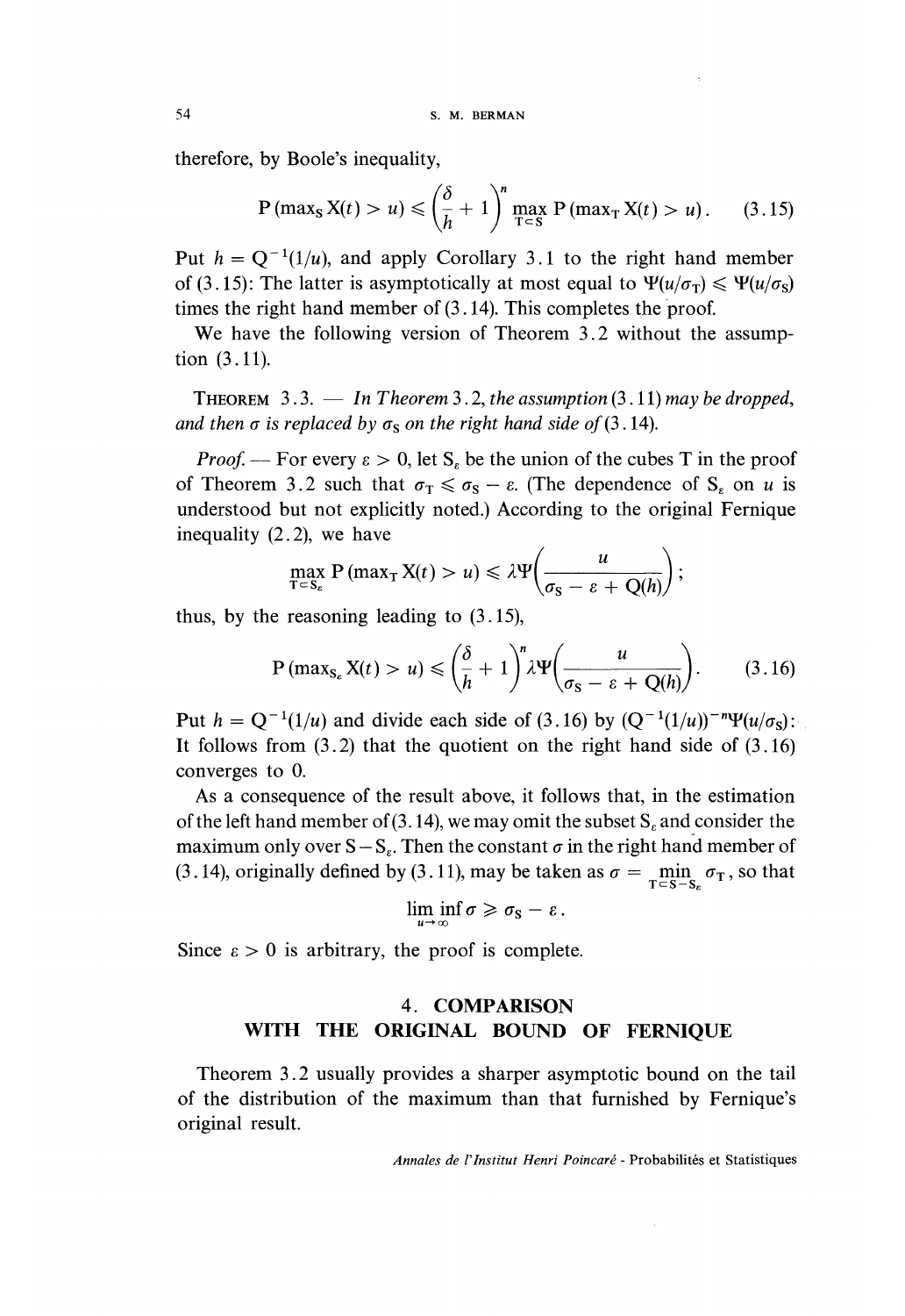therefore, by Boole's inequality,

$$\mathrm{P}\left(\max_{\mathrm{S}} \mathrm{X}(t) > u\right) \leqslant \left(\frac{\delta}{h} + 1\right)^n \max_{\mathrm{T} \subset \mathrm{S}} \mathrm{P}\left(\max_{\mathrm{T}} \mathrm{X}(t) > u\right). \tag{3.15}$$

Put $h = \mathrm{Q}^{-1}(1/u)$, and apply Corollary 3.1 to the right hand member of (3.15): The latter is asymptotically at most equal to $\Psi(u/\sigma_{\mathrm{T}}) \leqslant \Psi(u/\sigma_{\mathrm{S}})$ times the right hand member of (3.14). This completes the proof.

We have the following version of Theorem 3.2 without the assumption (3.11).

THEOREM 3.3. — *In Theorem* 3.2, *the assumption* (3.11) *may be dropped, and then* $\sigma$ *is replaced by* $\sigma_{\mathrm{S}}$ *on the right hand side of* (3.14).

*Proof.* — For every $\varepsilon > 0$, let $\mathrm{S}_\varepsilon$ be the union of the cubes T in the proof of Theorem 3.2 such that $\sigma_{\mathrm{T}} \leqslant \sigma_{\mathrm{S}} - \varepsilon$. (The dependence of $\mathrm{S}_\varepsilon$ on $u$ is understood but not explicitly noted.) According to the original Fernique inequality (2.2), we have

$$\max_{\mathrm{T} \subset \mathrm{S}_\varepsilon} \mathrm{P}\left(\max_{\mathrm{T}} \mathrm{X}(t) > u\right) \leqslant \lambda \Psi\left(\frac{u}{\sigma_{\mathrm{S}} - \varepsilon + \mathrm{Q}(h)}\right);$$

thus, by the reasoning leading to (3.15),

$$\mathrm{P}\left(\max_{\mathrm{S}_\varepsilon} \mathrm{X}(t) > u\right) \leqslant \left(\frac{\delta}{h} + 1\right)^n \lambda \Psi\left(\frac{u}{\sigma_{\mathrm{S}} - \varepsilon + \mathrm{Q}(h)}\right). \tag{3.16}$$

Put $h = \mathrm{Q}^{-1}(1/u)$ and divide each side of (3.16) by $(\mathrm{Q}^{-1}(1/u))^{-n}\Psi(u/\sigma_{\mathrm{S}})$: It follows from (3.2) that the quotient on the right hand side of (3.16) converges to 0.

As a consequence of the result above, it follows that, in the estimation of the left hand member of (3.14), we may omit the subset $\mathrm{S}_\varepsilon$ and consider the maximum only over $\mathrm{S} - \mathrm{S}_\varepsilon$. Then the constant $\sigma$ in the right hand member of (3.14), originally defined by (3.11), may be taken as $\sigma = \min_{\mathrm{T} \subset \mathrm{S} - \mathrm{S}_\varepsilon} \sigma_{\mathrm{T}}$, so that

$$\liminf_{u \to \infty} \sigma \geqslant \sigma_{\mathrm{S}} - \varepsilon.$$

Since $\varepsilon > 0$ is arbitrary, the proof is complete.

## 4. COMPARISON WITH THE ORIGINAL BOUND OF FERNIQUE

Theorem 3.2 usually provides a sharper asymptotic bound on the tail of the distribution of the maximum than that furnished by Fernique's original result.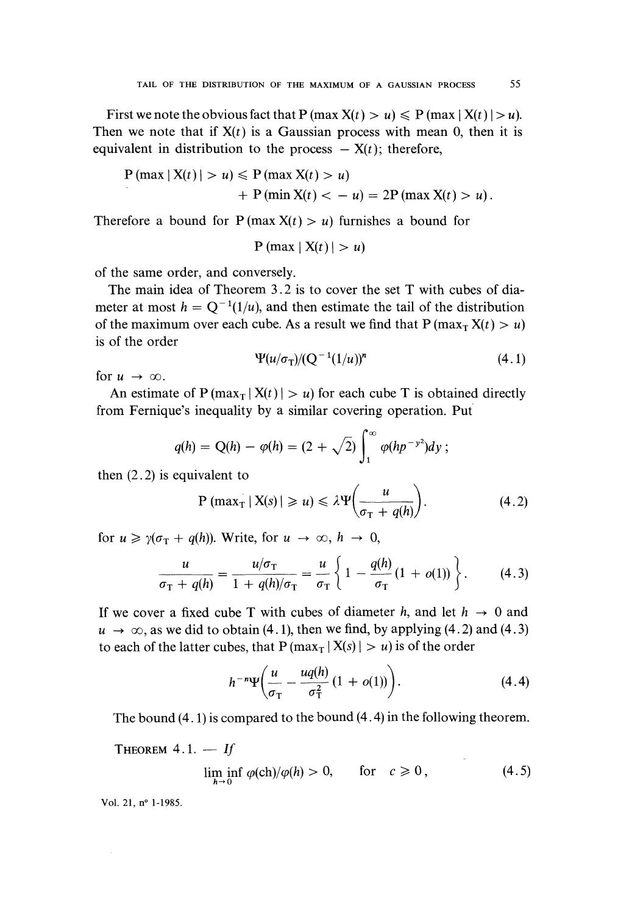First we note the obvious fact that $P(\max X(t) > u) \leqslant P(\max |X(t)| > u)$. Then we note that if $X(t)$ is a Gaussian process with mean 0, then it is equivalent in distribution to the process $-X(t)$; therefore,

$$P(\max |X(t)| > u) \leqslant P(\max X(t) > u) + P(\min X(t) < -u) = 2P(\max X(t) > u).$$

Therefore a bound for $P(\max X(t) > u)$ furnishes a bound for

$$P(\max |X(t)| > u)$$

of the same order, and conversely.

The main idea of Theorem 3.2 is to cover the set T with cubes of diameter at most $h = Q^{-1}(1/u)$, and then estimate the tail of the distribution of the maximum over each cube. As a result we find that $P(\max_T X(t) > u)$ is of the order

$$\Psi(u/\sigma_T)/(Q^{-1}(1/u))^n \tag{4.1}$$

for $u \to \infty$.

An estimate of $P(\max_T |X(t)| > u)$ for each cube T is obtained directly from Fernique's inequality by a similar covering operation. Put

$$q(h) = Q(h) - \varphi(h) = (2 + \sqrt{2}) \int_1^\infty \varphi(hp^{-y^2})dy\,;$$

then (2.2) is equivalent to

$$P(\max_T |X(s)| \geqslant u) \leqslant \lambda \Psi\left(\frac{u}{\sigma_T + q(h)}\right). \tag{4.2}$$

for $u \geqslant \gamma(\sigma_T + q(h))$. Write, for $u \to \infty$, $h \to 0$,

$$\frac{u}{\sigma_T + q(h)} = \frac{u/\sigma_T}{1 + q(h)/\sigma_T} = \frac{u}{\sigma_T}\left\{1 - \frac{q(h)}{\sigma_T}(1 + o(1))\right\}. \tag{4.3}$$

If we cover a fixed cube T with cubes of diameter $h$, and let $h \to 0$ and $u \to \infty$, as we did to obtain (4.1), then we find, by applying (4.2) and (4.3) to each of the latter cubes, that $P(\max_T |X(s)| > u)$ is of the order

$$h^{-n}\Psi\left(\frac{u}{\sigma_T} - \frac{uq(h)}{\sigma_T^2}(1 + o(1))\right). \tag{4.4}$$

The bound (4.1) is compared to the bound (4.4) in the following theorem.

THEOREM 4.1. — *If*

$$\liminf_{h \to 0} \varphi(ch)/\varphi(h) > 0, \qquad \text{for} \quad c \geqslant 0, \tag{4.5}$$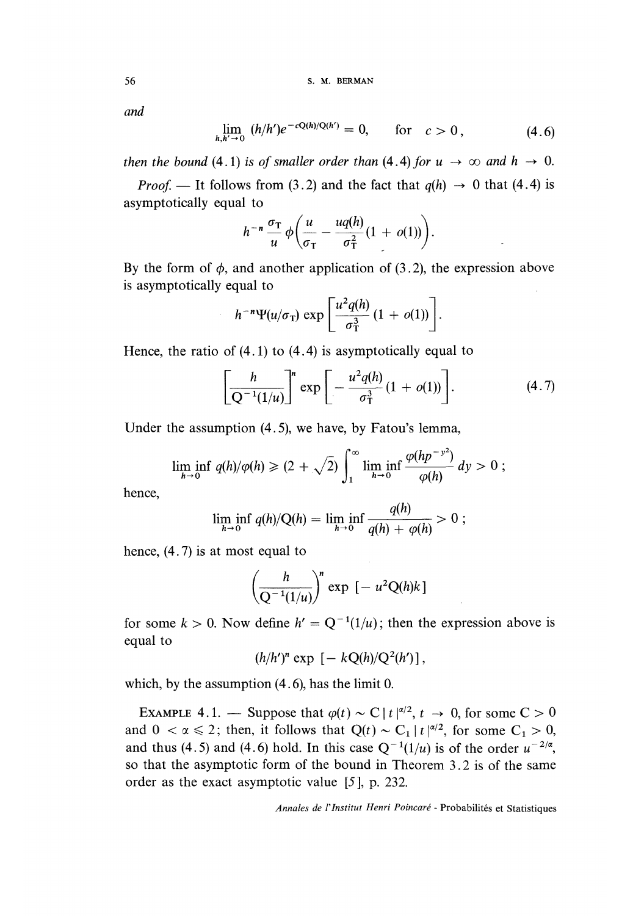and

$$\lim_{h,h' \to 0} (h/h')e^{-cQ(h)/Q(h')} = 0, \qquad \text{for} \quad c > 0, \tag{4.6}$$

*then the bound* (4.1) *is of smaller order than* (4.4) *for* $u \to \infty$ *and* $h \to 0$.

*Proof.* — It follows from (3.2) and the fact that $q(h) \to 0$ that (4.4) is asymptotically equal to

$$h^{-n} \frac{\sigma_T}{u} \phi\left(\frac{u}{\sigma_T} - \frac{uq(h)}{\sigma_T^2}(1 + o(1))\right).$$

By the form of $\phi$, and another application of (3.2), the expression above is asymptotically equal to

$$h^{-n}\Psi(u/\sigma_T) \exp\left[\frac{u^2 q(h)}{\sigma_T^3}(1 + o(1))\right].$$

Hence, the ratio of (4.1) to (4.4) is asymptotically equal to

$$\left[\frac{h}{Q^{-1}(1/u)}\right]^n \exp\left[-\frac{u^2 q(h)}{\sigma_T^3}(1 + o(1))\right]. \tag{4.7}$$

Under the assumption (4.5), we have, by Fatou's lemma,

$$\liminf_{h \to 0} q(h)/\varphi(h) \geqslant (2 + \sqrt{2}) \int_1^\infty \liminf_{h \to 0} \frac{\varphi(hp^{-y^2})}{\varphi(h)} dy > 0;$$

hence,

$$\liminf_{h \to 0} q(h)/Q(h) = \liminf_{h \to 0} \frac{q(h)}{q(h) + \varphi(h)} > 0;$$

hence, (4.7) is at most equal to

$$\left(\frac{h}{Q^{-1}(1/u)}\right)^n \exp\left[-u^2 Q(h) k\right]$$

for some $k > 0$. Now define $h' = Q^{-1}(1/u)$; then the expression above is equal to

$$(h/h')^n \exp\left[-kQ(h)/Q^2(h')\right],$$

which, by the assumption (4.6), has the limit 0.

EXAMPLE 4.1. — Suppose that $\varphi(t) \sim C|t|^{\alpha/2}$, $t \to 0$, for some $C > 0$ and $0 < \alpha \leqslant 2$; then, it follows that $Q(t) \sim C_1|t|^{\alpha/2}$, for some $C_1 > 0$, and thus (4.5) and (4.6) hold. In this case $Q^{-1}(1/u)$ is of the order $u^{-2/\alpha}$, so that the asymptotic form of the bound in Theorem 3.2 is of the same order as the exact asymptotic value [5], p. 232.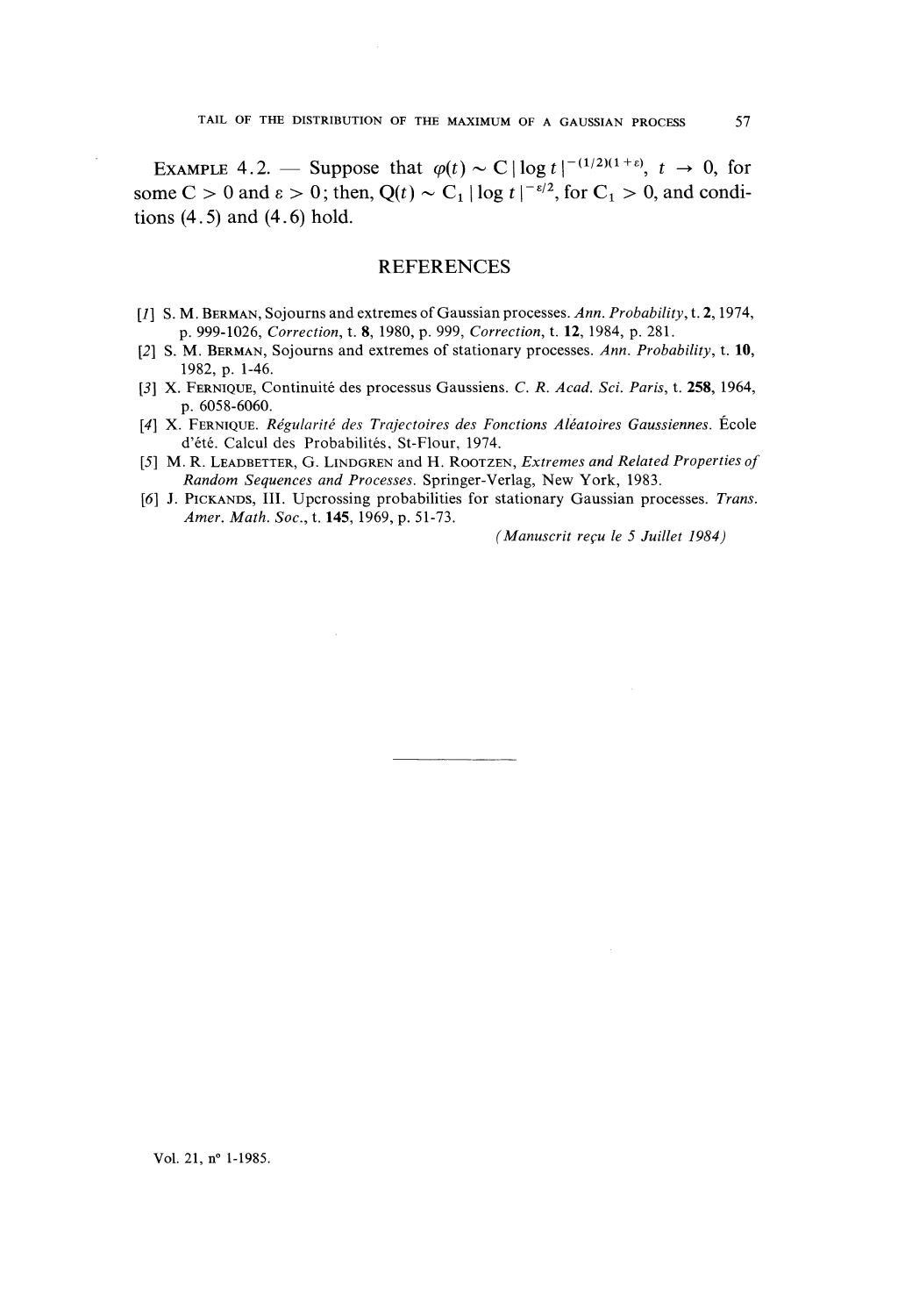EXAMPLE 4.2. — Suppose that $\varphi(t) \sim C\,|\log t\,|^{-(1/2)(1+\varepsilon)}$, $t \to 0$, for some $C > 0$ and $\varepsilon > 0$; then, $Q(t) \sim C_1\,|\log t\,|^{-\varepsilon/2}$, for $C_1 > 0$, and conditions (4.5) and (4.6) hold.

## REFERENCES

[1] S. M. BERMAN, Sojourns and extremes of Gaussian processes. *Ann. Probability*, t. **2**, 1974, p. 999-1026, *Correction*, t. **8**, 1980, p. 999, *Correction*, t. **12**, 1984, p. 281.

[2] S. M. BERMAN, Sojourns and extremes of stationary processes. *Ann. Probability*, t. **10**, 1982, p. 1-46.

[3] X. FERNIQUE, Continuité des processus Gaussiens. *C. R. Acad. Sci. Paris*, t. **258**, 1964, p. 6058-6060.

[4] X. FERNIQUE. *Régularité des Trajectoires des Fonctions Aléatoires Gaussiennes*. École d'été. Calcul des Probabilités, St-Flour, 1974.

[5] M. R. LEADBETTER, G. LINDGREN and H. ROOTZEN, *Extremes and Related Properties of Random Sequences and Processes*. Springer-Verlag, New York, 1983.

[6] J. PICKANDS, III. Upcrossing probabilities for stationary Gaussian processes. *Trans. Amer. Math. Soc.*, t. **145**, 1969, p. 51-73.

*(Manuscrit reçu le 5 Juillet 1984)*